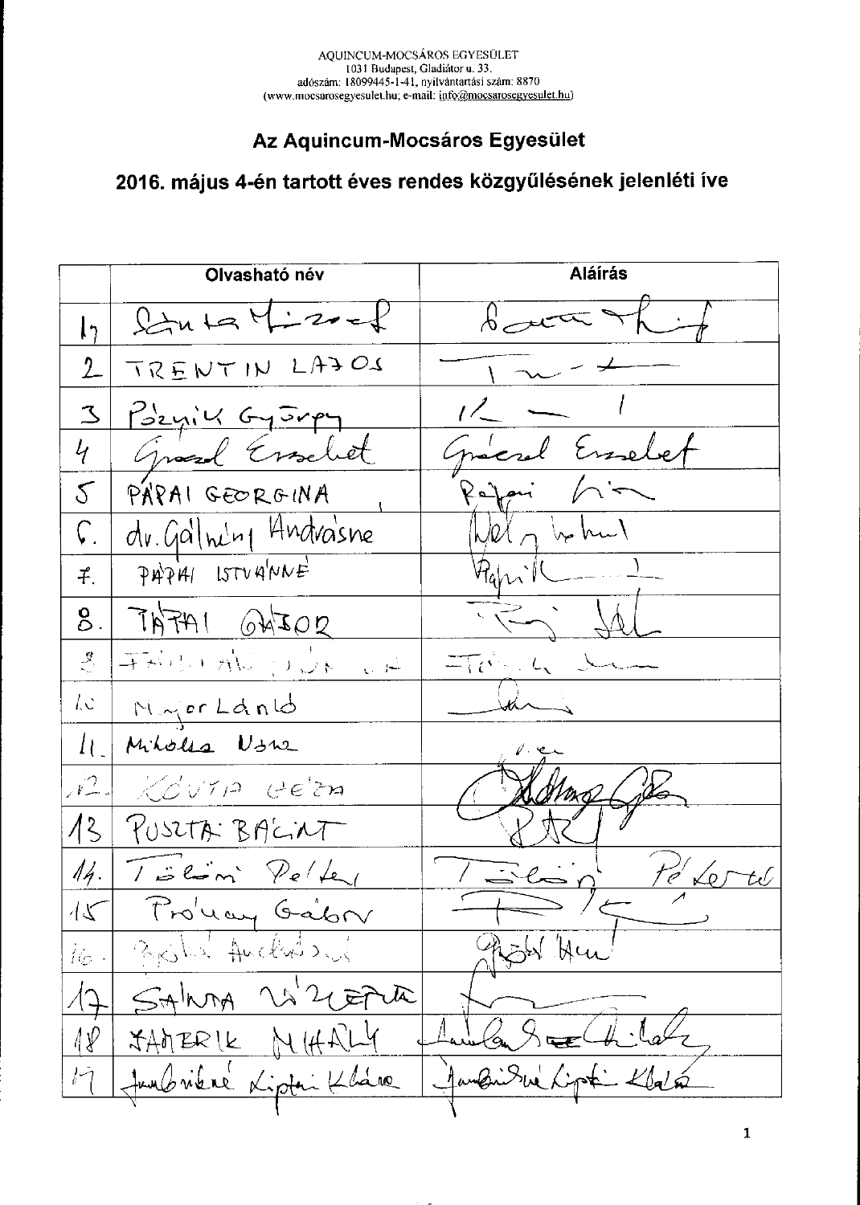AQUINCUM-MOCSÁROS EGYESÜLET
1031 Budapest, Gladiátor u. 33.
adószám: 18099445-1-41, nyilvántartási szám: 8870
(www.mocsarosegyesulet.hu; e-mail: info@mocsarosegyesulet.hu)

## Az Aquincum-Mocsáros Egyesület

## 2016. május 4-én tartott éves rendes közgyűlésének jelenléti íve

| | Olvasható név | Aláírás |
|---|---|---|
| 1. | Szántó József | |
| 2. | TRENTIN LAJOS | |
| 3. | Pózsik György | |
| 4. | Gracsel Erzsébet | Grácsel Erzsébet |
| 5. | PÁPAI GEORGINA | |
| 6. | dr. Gálhidy Andrásné | |
| 7. | PÁPAI ISTVÁNNÉ | |
| 8. | PÁPAI GÁBOR | |
| 9. | | |
| 10. | Major László | |
| 11. | Mikolics Vilma | |
| 12. | KÓVITA GÉZA | |
| 13. | PUSZTAI BÁLINT | |
| 14. | Tölösi Péter | Tölösi Péter |
| 15. | Prónay Gábor | |
| 16. | Rosta Andrásné | |
| 17. | SAJNA VIZELLA | |
| 18. | JAMBRIK MIHÁLY | |
| 19. | Jambrikné Lipták Klára | Jambrikné Lipták Klára |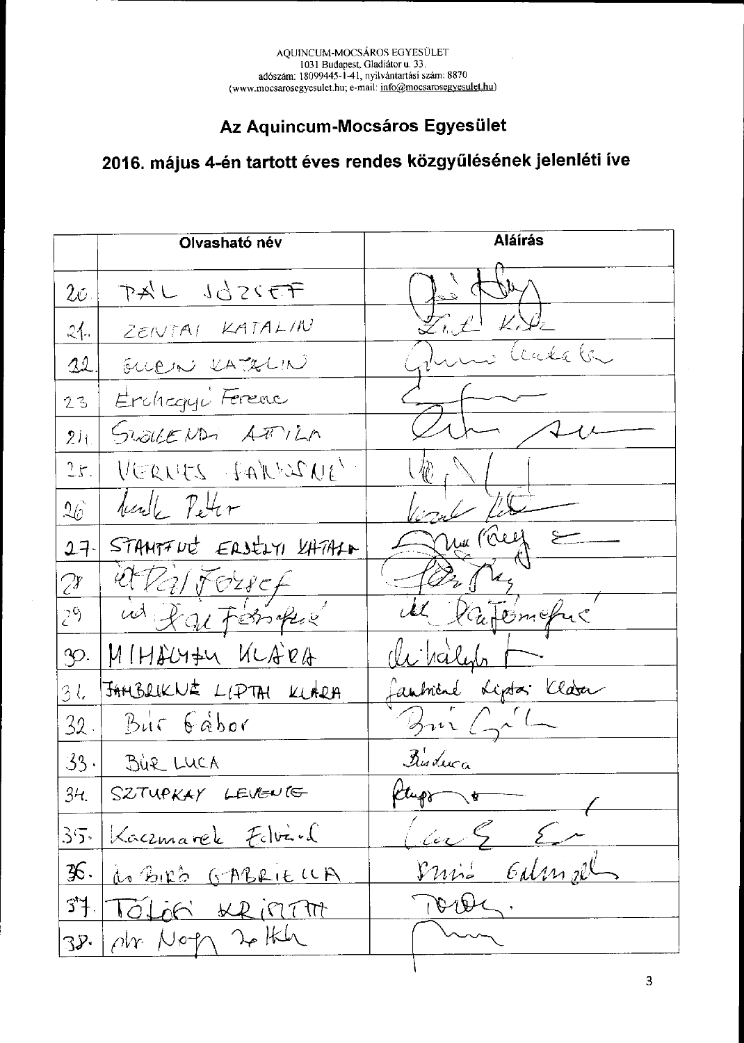AQUINCUM-MOCSÁROS EGYESÜLET
1031 Budapest, Gladiátor u. 33.
adószám: 18099445-1-41, nyilvántartási szám: 8870
(www.mocsarosegyesulet.hu; e-mail: info@mocsarosegyesulet.hu)

## Az Aquincum-Mocsáros Egyesület

## 2016. május 4-én tartott éves rendes közgyűlésének jelenléti íve

| | Olvasható név | Aláírás |
|---|---|---|
| 20. | PÁL JÓZSEF | |
| 21. | ZENTAI KATALIN | |
| 22. | GULYÁS KATALIN | |
| 23. | Erdőhegyi Ferenc | |
| 24. | SZALKENDI ATTILA | |
| 25. | VERMES JÁNOSNÉ | |
| 26. | Kardl Péter | |
| 27. | STAMPFNÉ ERDÉLYI KATALIN | |
| 28. | id Pál József | |
| 29. | id. Pál Józsefné | |
| 30. | MIHÁLYFY KLÁRA | |
| 31. | JAMBRIKNÉ LIPTAI KLÁRA | |
| 32. | Bür Gábor | |
| 33. | BÜR LUCA | |
| 34. | SZTUPKAY LEVENTE | |
| 35. | Kaczmarek Edvárd | |
| 36. | dr BIRÓ GABRIELLA | |
| 37. | TÓTH KRISZTA | |
| 38. | dr. Nagy Zoltán | |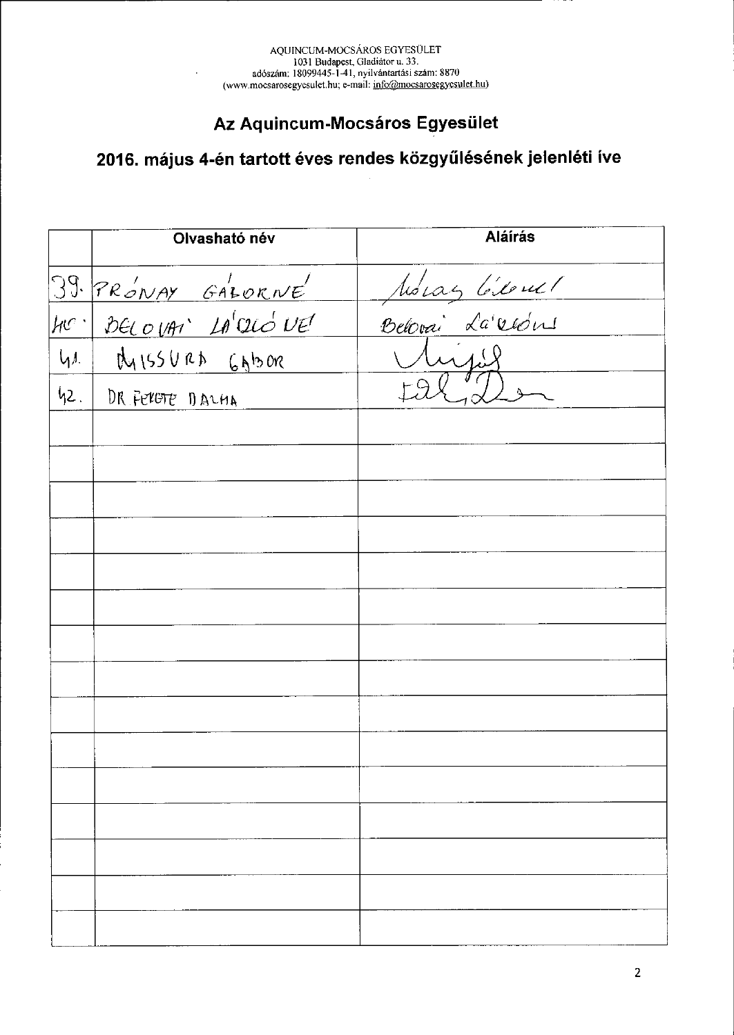AQUINCUM-MOCSÁROS EGYESÜLET
1031 Budapest, Gladiátor u. 33.
adószám: 18099445-1-41, nyilvántartási szám: 8870
(www.mocsarosegyesulet.hu; e-mail: info@mocsarosegyesulet.hu)

# Az Aquincum-Mocsáros Egyesület

## 2016. május 4-én tartott éves rendes közgyűlésének jelenléti íve

| | Olvasható név | Aláírás |
|---|---|---|
| 39. | PRÓNAY GÁBORNÉ | Prónay Gáborné |
| 40. | BELOVAI LÁSZLÓ NÉ | Belovai Lászlóné |
| 41. | MISSURA GÁBOR | [aláírás] |
| 42. | DR FEKETE DALMA | [aláírás] |
| | | |
| | | |
| | | |
| | | |
| | | |
| | | |
| | | |
| | | |
| | | |
| | | |
| | | |
| | | |
| | | |
| | | |
| | | |